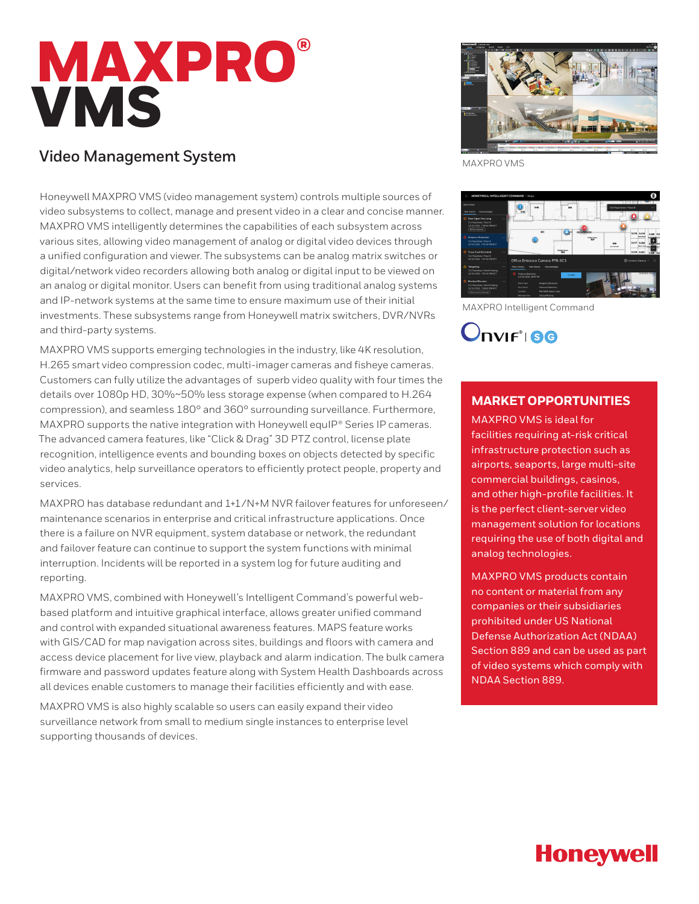# MAXPRO® VMS

## Video Management System

MAXPRO VMS

MAXPRO Intelligent Command

Honeywell MAXPRO VMS (video management system) controls multiple sources of video subsystems to collect, manage and present video in a clear and concise manner. MAXPRO VMS intelligently determines the capabilities of each subsystem across various sites, allowing video management of analog or digital video devices through a unified configuration and viewer. The subsystems can be analog matrix switches or digital/network video recorders allowing both analog or digital input to be viewed on an analog or digital monitor. Users can benefit from using traditional analog systems and IP-network systems at the same time to ensure maximum use of their initial investments. These subsystems range from Honeywell matrix switchers, DVR/NVRs and third-party systems.

MAXPRO VMS supports emerging technologies in the industry, like 4K resolution, H.265 smart video compression codec, multi-imager cameras and fisheye cameras. Customers can fully utilize the advantages of superb video quality with four times the details over 1080p HD, 30%~50% less storage expense (when compared to H.264 compression), and seamless 180° and 360° surrounding surveillance. Furthermore, MAXPRO supports the native integration with Honeywell equIP® Series IP cameras. The advanced camera features, like "Click & Drag" 3D PTZ control, license plate recognition, intelligence events and bounding boxes on objects detected by specific video analytics, help surveillance operators to efficiently protect people, property and services.

MAXPRO has database redundant and 1+1/N+M NVR failover features for unforeseen/ maintenance scenarios in enterprise and critical infrastructure applications. Once there is a failure on NVR equipment, system database or network, the redundant and failover feature can continue to support the system functions with minimal interruption. Incidents will be reported in a system log for future auditing and reporting.

MAXPRO VMS, combined with Honeywell's Intelligent Command's powerful web-based platform and intuitive graphical interface, allows greater unified command and control with expanded situational awareness features. MAPS feature works with GIS/CAD for map navigation across sites, buildings and floors with camera and access device placement for live view, playback and alarm indication. The bulk camera firmware and password updates feature along with System Health Dashboards across all devices enable customers to manage their facilities efficiently and with ease.

MAXPRO VMS is also highly scalable so users can easily expand their video surveillance network from small to medium single instances to enterprise level supporting thousands of devices.

## MARKET OPPORTUNITIES

MAXPRO VMS is ideal for facilities requiring at-risk critical infrastructure protection such as airports, seaports, large multi-site commercial buildings, casinos, and other high-profile facilities. It is the perfect client-server video management solution for locations requiring the use of both digital and analog technologies.

MAXPRO VMS products contain no content or material from any companies or their subsidiaries prohibited under US National Defense Authorization Act (NDAA) Section 889 and can be used as part of video systems which comply with NDAA Section 889.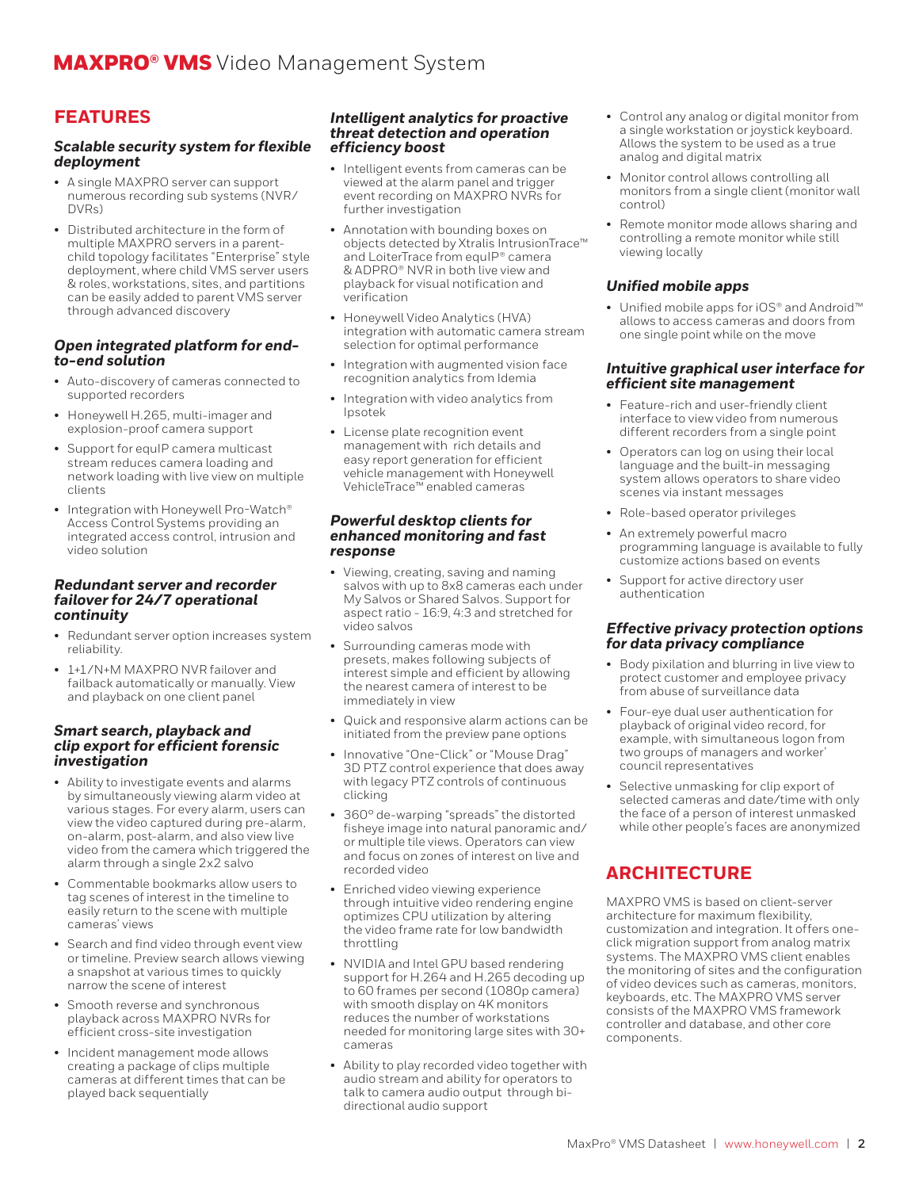# MAXPRO® VMS Video Management System

## FEATURES

### *Scalable security system for flexible deployment*

- A single MAXPRO server can support numerous recording sub systems (NVR/DVRs)
- Distributed architecture in the form of multiple MAXPRO servers in a parent-child topology facilitates "Enterprise" style deployment, where child VMS server users & roles, workstations, sites, and partitions can be easily added to parent VMS server through advanced discovery

### *Open integrated platform for end-to-end solution*

- Auto-discovery of cameras connected to supported recorders
- Honeywell H.265, multi-imager and explosion-proof camera support
- Support for equIP camera multicast stream reduces camera loading and network loading with live view on multiple clients
- Integration with Honeywell Pro-Watch® Access Control Systems providing an integrated access control, intrusion and video solution

### *Redundant server and recorder failover for 24/7 operational continuity*

- Redundant server option increases system reliability.
- 1+1/N+M MAXPRO NVR failover and failback automatically or manually. View and playback on one client panel

### *Smart search, playback and clip export for efficient forensic investigation*

- Ability to investigate events and alarms by simultaneously viewing alarm video at various stages. For every alarm, users can view the video captured during pre-alarm, on-alarm, post-alarm, and also view live video from the camera which triggered the alarm through a single 2x2 salvo
- Commentable bookmarks allow users to tag scenes of interest in the timeline to easily return to the scene with multiple cameras' views
- Search and find video through event view or timeline. Preview search allows viewing a snapshot at various times to quickly narrow the scene of interest
- Smooth reverse and synchronous playback across MAXPRO NVRs for efficient cross-site investigation
- Incident management mode allows creating a package of clips multiple cameras at different times that can be played back sequentially

### *Intelligent analytics for proactive threat detection and operation efficiency boost*

- Intelligent events from cameras can be viewed at the alarm panel and trigger event recording on MAXPRO NVRs for further investigation
- Annotation with bounding boxes on objects detected by Xtralis IntrusionTrace™ and LoiterTrace from equIP® camera & ADPRO® NVR in both live view and playback for visual notification and verification
- Honeywell Video Analytics (HVA) integration with automatic camera stream selection for optimal performance
- Integration with augmented vision face recognition analytics from Idemia
- Integration with video analytics from Ipsotek
- License plate recognition event management with rich details and easy report generation for efficient vehicle management with Honeywell VehicleTrace™ enabled cameras

### *Powerful desktop clients for enhanced monitoring and fast response*

- Viewing, creating, saving and naming salvos with up to 8x8 cameras each under My Salvos or Shared Salvos. Support for aspect ratio - 16:9, 4:3 and stretched for video salvos
- Surrounding cameras mode with presets, makes following subjects of interest simple and efficient by allowing the nearest camera of interest to be immediately in view
- Quick and responsive alarm actions can be initiated from the preview pane options
- Innovative "One-Click" or "Mouse Drag" 3D PTZ control experience that does away with legacy PTZ controls of continuous clicking
- 360° de-warping "spreads" the distorted fisheye image into natural panoramic and/or multiple tile views. Operators can view and focus on zones of interest on live and recorded video
- Enriched video viewing experience through intuitive video rendering engine optimizes CPU utilization by altering the video frame rate for low bandwidth throttling
- NVIDIA and Intel GPU based rendering support for H.264 and H.265 decoding up to 60 frames per second (1080p camera) with smooth display on 4K monitors reduces the number of workstations needed for monitoring large sites with 30+ cameras
- Ability to play recorded video together with audio stream and ability for operators to talk to camera audio output through bi-directional audio support
- Control any analog or digital monitor from a single workstation or joystick keyboard. Allows the system to be used as a true analog and digital matrix
- Monitor control allows controlling all monitors from a single client (monitor wall control)
- Remote monitor mode allows sharing and controlling a remote monitor while still viewing locally

### *Unified mobile apps*

- Unified mobile apps for iOS® and Android™ allows to access cameras and doors from one single point while on the move

### *Intuitive graphical user interface for efficient site management*

- Feature-rich and user-friendly client interface to view video from numerous different recorders from a single point
- Operators can log on using their local language and the built-in messaging system allows operators to share video scenes via instant messages
- Role-based operator privileges
- An extremely powerful macro programming language is available to fully customize actions based on events
- Support for active directory user authentication

### *Effective privacy protection options for data privacy compliance*

- Body pixilation and blurring in live view to protect customer and employee privacy from abuse of surveillance data
- Four-eye dual user authentication for playback of original video record, for example, with simultaneous logon from two groups of managers and worker' council representatives
- Selective unmasking for clip export of selected cameras and date/time with only the face of a person of interest unmasked while other people's faces are anonymized

## ARCHITECTURE

MAXPRO VMS is based on client-server architecture for maximum flexibility, customization and integration. It offers one-click migration support from analog matrix systems. The MAXPRO VMS client enables the monitoring of sites and the configuration of video devices such as cameras, monitors, keyboards, etc. The MAXPRO VMS server consists of the MAXPRO VMS framework controller and database, and other core components.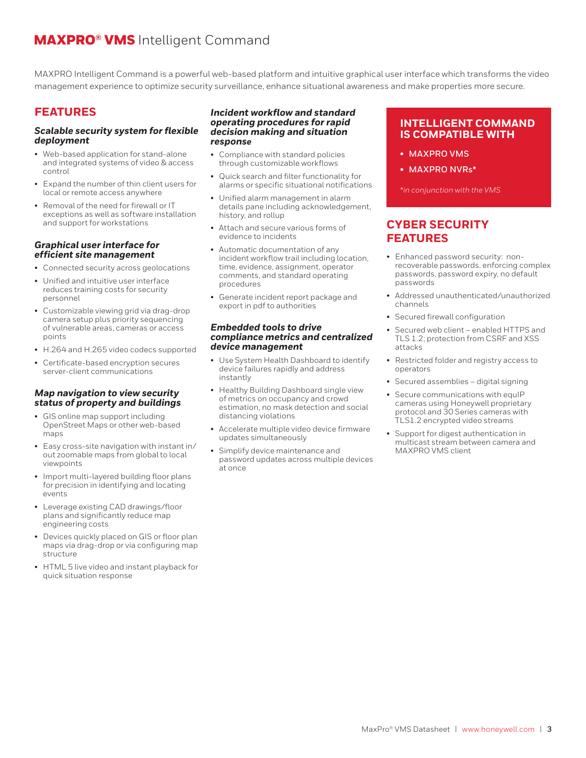# **MAXPRO® VMS** Intelligent Command

MAXPRO Intelligent Command is a powerful web-based platform and intuitive graphical user interface which transforms the video management experience to optimize security surveillance, enhance situational awareness and make properties more secure.

## FEATURES

### *Scalable security system for flexible deployment*

- Web-based application for stand-alone and integrated systems of video & access control
- Expand the number of thin client users for local or remote access anywhere
- Removal of the need for firewall or IT exceptions as well as software installation and support for workstations

### *Graphical user interface for efficient site management*

- Connected security across geolocations
- Unified and intuitive user interface reduces training costs for security personnel
- Customizable viewing grid via drag-drop camera setup plus priority sequencing of vulnerable areas, cameras or access points
- H.264 and H.265 video codecs supported
- Certificate-based encryption secures server-client communications

### *Map navigation to view security status of property and buildings*

- GIS online map support including OpenStreet Maps or other web-based maps
- Easy cross-site navigation with instant in/out zoomable maps from global to local viewpoints
- Import multi-layered building floor plans for precision in identifying and locating events
- Leverage existing CAD drawings/floor plans and significantly reduce map engineering costs
- Devices quickly placed on GIS or floor plan maps via drag-drop or via configuring map structure
- HTML 5 live video and instant playback for quick situation response

### *Incident workflow and standard operating procedures for rapid decision making and situation response*

- Compliance with standard policies through customizable workflows
- Quick search and filter functionality for alarms or specific situational notifications
- Unified alarm management in alarm details pane including acknowledgement, history, and rollup
- Attach and secure various forms of evidence to incidents
- Automatic documentation of any incident workflow trail including location, time, evidence, assignment, operator comments, and standard operating procedures
- Generate incident report package and export in pdf to authorities

### *Embedded tools to drive compliance metrics and centralized device management*

- Use System Health Dashboard to identify device failures rapidly and address instantly
- Healthy Building Dashboard single view of metrics on occupancy and crowd estimation, no mask detection and social distancing violations
- Accelerate multiple video device firmware updates simultaneously
- Simplify device maintenance and password updates across multiple devices at once

## INTELLIGENT COMMAND IS COMPATIBLE WITH

- **MAXPRO VMS**
- **MAXPRO NVRs***

*\*in conjunction with the VMS*

## CYBER SECURITY FEATURES

- Enhanced password security: non-recoverable passwords, enforcing complex passwords, password expiry, no default passwords
- Addressed unauthenticated/unauthorized channels
- Secured firewall configuration
- Secured web client – enabled HTTPS and TLS 1.2; protection from CSRF and XSS attacks
- Restricted folder and registry access to operators
- Secured assemblies – digital signing
- Secure communications with equIP cameras using Honeywell proprietary protocol and 30 Series cameras with TLS1.2 encrypted video streams
- Support for digest authentication in multicast stream between camera and MAXPRO VMS client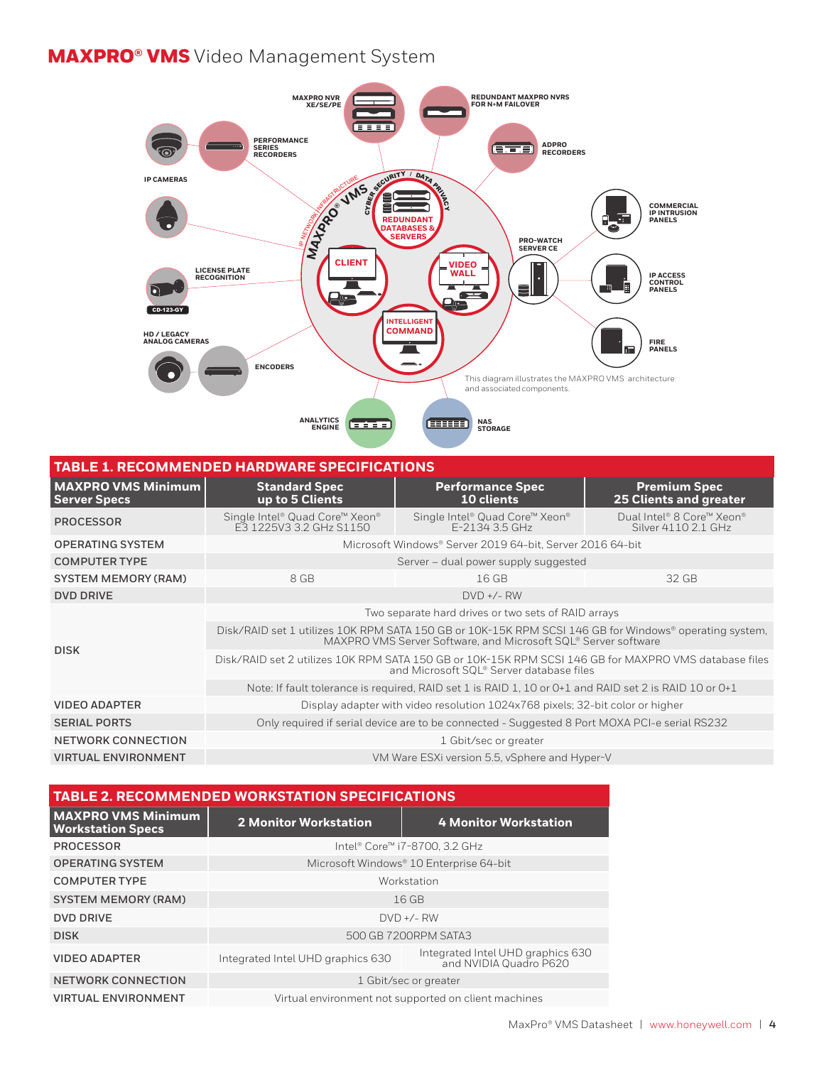# MAXPRO® VMS Video Management System

This diagram illustrates the MAXPRO VMS architecture and associated components.

| TABLE 1. RECOMMENDED HARDWARE SPECIFICATIONS | | | |
|---|---|---|---|
| **MAXPRO VMS Minimum Server Specs** | **Standard Spec up to 5 Clients** | **Performance Spec 10 clients** | **Premium Spec 25 Clients and greater** |
| PROCESSOR | Single Intel® Quad Core™ Xeon® E3 1225V3 3.2 GHz S1150 | Single Intel® Quad Core™ Xeon® E-2134 3.5 GHz | Dual Intel® 8 Core™ Xeon® Silver 4110 2.1 GHz |
| OPERATING SYSTEM | Microsoft Windows® Server 2019 64-bit, Server 2016 64-bit | | |
| COMPUTER TYPE | Server – dual power supply suggested | | |
| SYSTEM MEMORY (RAM) | 8 GB | 16 GB | 32 GB |
| DVD DRIVE | DVD +/- RW | | |
| DISK | Two separate hard drives or two sets of RAID arrays | | |
| | Disk/RAID set 1 utilizes 10K RPM SATA 150 GB or 10K-15K RPM SCSI 146 GB for Windows® operating system, MAXPRO VMS Server Software, and Microsoft SQL® Server software | | |
| | Disk/RAID set 2 utilizes 10K RPM SATA 150 GB or 10K-15K RPM SCSI 146 GB for MAXPRO VMS database files and Microsoft SQL® Server database files | | |
| | Note: If fault tolerance is required, RAID set 1 is RAID 1, 10 or 0+1 and RAID set 2 is RAID 10 or 0+1 | | |
| VIDEO ADAPTER | Display adapter with video resolution 1024x768 pixels; 32-bit color or higher | | |
| SERIAL PORTS | Only required if serial device are to be connected - Suggested 8 Port MOXA PCI-e serial RS232 | | |
| NETWORK CONNECTION | 1 Gbit/sec or greater | | |
| VIRTUAL ENVIRONMENT | VM Ware ESXi version 5.5, vSphere and Hyper-V | | |

| TABLE 2. RECOMMENDED WORKSTATION SPECIFICATIONS | | |
|---|---|---|
| **MAXPRO VMS Minimum Workstation Specs** | **2 Monitor Workstation** | **4 Monitor Workstation** |
| PROCESSOR | Intel® Core™ i7-8700, 3.2 GHz | |
| OPERATING SYSTEM | Microsoft Windows® 10 Enterprise 64-bit | |
| COMPUTER TYPE | Workstation | |
| SYSTEM MEMORY (RAM) | 16 GB | |
| DVD DRIVE | DVD +/- RW | |
| DISK | 500 GB 7200RPM SATA3 | |
| VIDEO ADAPTER | Integrated Intel UHD graphics 630 | Integrated Intel UHD graphics 630 and NVIDIA Quadro P620 |
| NETWORK CONNECTION | 1 Gbit/sec or greater | |
| VIRTUAL ENVIRONMENT | Virtual environment not supported on client machines | |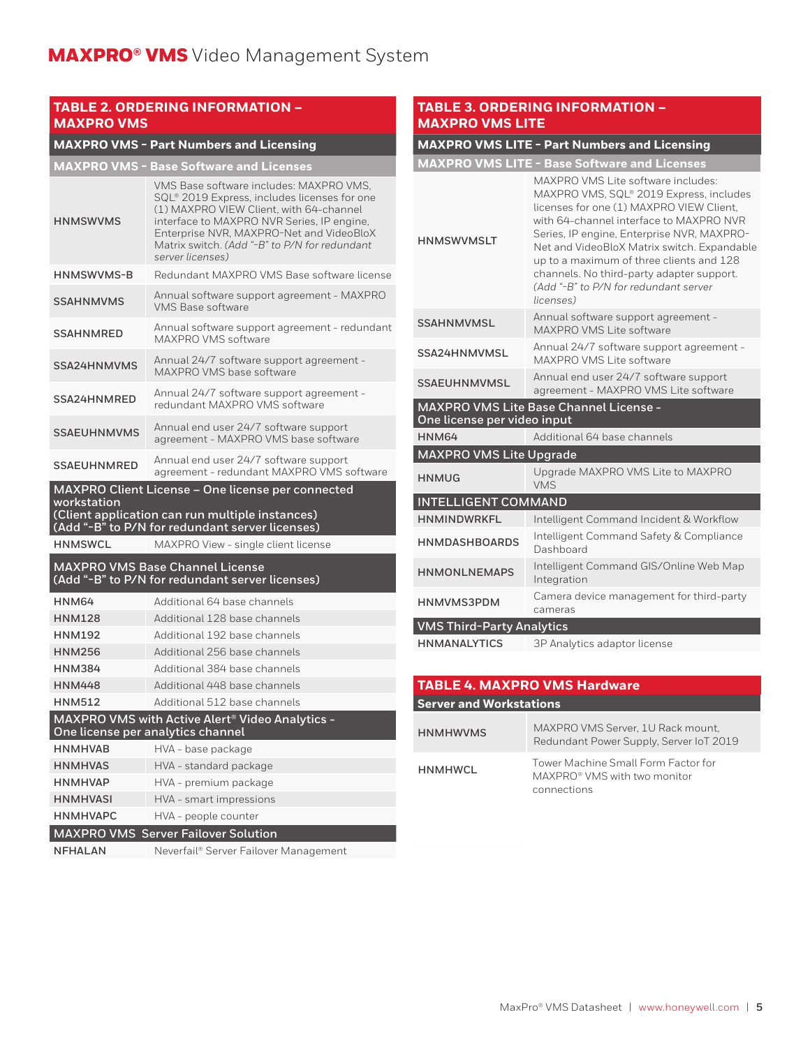## TABLE 2. ORDERING INFORMATION – MAXPRO VMS

| MAXPRO VMS - Part Numbers and Licensing | |
|---|---|
| **MAXPRO VMS - Base Software and Licenses** | |
| HNMSWVMS | VMS Base software includes: MAXPRO VMS, SQL® 2019 Express, includes licenses for one (1) MAXPRO VIEW Client, with 64-channel interface to MAXPRO NVR Series, IP engine, Enterprise NVR, MAXPRO-Net and VideoBloX Matrix switch. *(Add "-B" to P/N for redundant server licenses)* |
| HNMSWVMS-B | Redundant MAXPRO VMS Base software license |
| SSAHNMVMS | Annual software support agreement - MAXPRO VMS Base software |
| SSAHNMRED | Annual software support agreement - redundant MAXPRO VMS software |
| SSA24HNMVMS | Annual 24/7 software support agreement - MAXPRO VMS base software |
| SSA24HNMRED | Annual 24/7 software support agreement - redundant MAXPRO VMS software |
| SSAEUHNMVMS | Annual end user 24/7 software support agreement - MAXPRO VMS base software |
| SSAEUHNMRED | Annual end user 24/7 software support agreement - redundant MAXPRO VMS software |
| **MAXPRO Client License – One license per connected workstation (Client application can run multiple instances) (Add "-B" to P/N for redundant server licenses)** | |
| HNMSWCL | MAXPRO View - single client license |
| **MAXPRO VMS Base Channel License (Add "-B" to P/N for redundant server licenses)** | |
| HNM64 | Additional 64 base channels |
| HNM128 | Additional 128 base channels |
| HNM192 | Additional 192 base channels |
| HNM256 | Additional 256 base channels |
| HNM384 | Additional 384 base channels |
| HNM448 | Additional 448 base channels |
| HNM512 | Additional 512 base channels |
| **MAXPRO VMS with Active Alert® Video Analytics - One license per analytics channel** | |
| HNMHVAB | HVA - base package |
| HNMHVAS | HVA - standard package |
| HNMHVAP | HVA - premium package |
| HNMHVASI | HVA - smart impressions |
| HNMHVAPC | HVA - people counter |
| **MAXPRO VMS Server Failover Solution** | |
| NFHALAN | Neverfail® Server Failover Management |

## TABLE 3. ORDERING INFORMATION – MAXPRO VMS LITE

| MAXPRO VMS LITE - Part Numbers and Licensing | |
|---|---|
| **MAXPRO VMS LITE - Base Software and Licenses** | |
| HNMSWVMSLT | MAXPRO VMS Lite software includes: MAXPRO VMS, SQL® 2019 Express, includes licenses for one (1) MAXPRO VIEW Client, with 64-channel interface to MAXPRO NVR Series, IP engine, Enterprise NVR, MAXPRO-Net and VideoBloX Matrix switch. Expandable up to a maximum of three clients and 128 channels. No third-party adapter support. *(Add "-B" to P/N for redundant server licenses)* |
| SSAHNMVMSL | Annual software support agreement - MAXPRO VMS Lite software |
| SSA24HNMVMSL | Annual 24/7 software support agreement - MAXPRO VMS Lite software |
| SSAEUHNMVMSL | Annual end user 24/7 software support agreement - MAXPRO VMS Lite software |
| **MAXPRO VMS Lite Base Channel License - One license per video input** | |
| HNM64 | Additional 64 base channels |
| **MAXPRO VMS Lite Upgrade** | |
| HNMUG | Upgrade MAXPRO VMS Lite to MAXPRO VMS |
| **INTELLIGENT COMMAND** | |
| HNMINDWRKFL | Intelligent Command Incident & Workflow |
| HNMDASHBOARDS | Intelligent Command Safety & Compliance Dashboard |
| HNMONLNEMAPS | Intelligent Command GIS/Online Web Map Integration |
| HNMVMS3PDM | Camera device management for third-party cameras |
| **VMS Third-Party Analytics** | |
| HNMANALYTICS | 3P Analytics adaptor license |

## TABLE 4. MAXPRO VMS Hardware

| Server and Workstations | |
|---|---|
| HNMHWVMS | MAXPRO VMS Server, 1U Rack mount, Redundant Power Supply, Server IoT 2019 |
| HNMHWCL | Tower Machine Small Form Factor for MAXPRO® VMS with two monitor connections |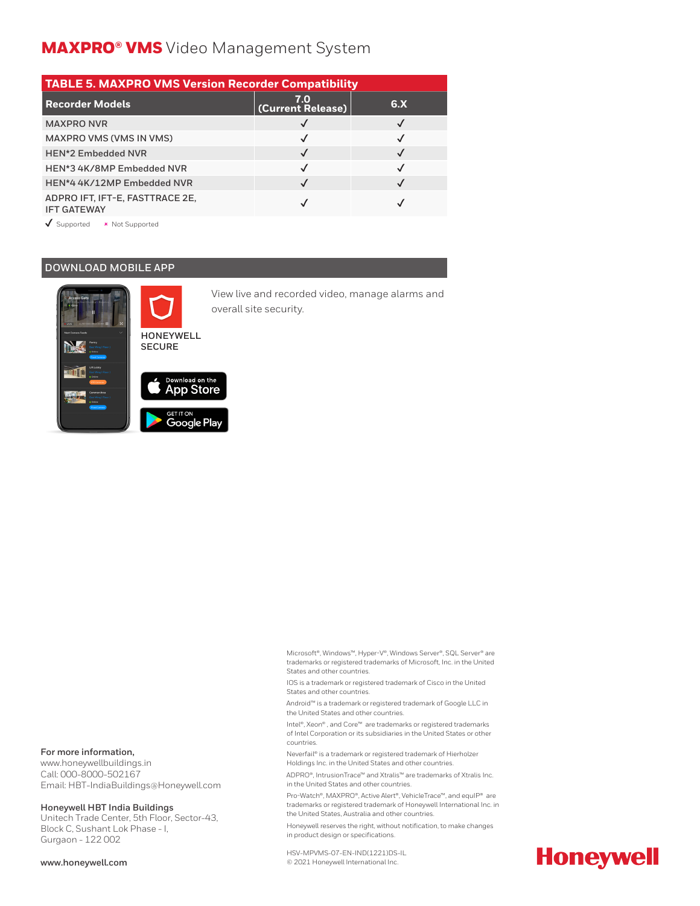# MAXPRO® VMS Video Management System

## TABLE 5. MAXPRO VMS Version Recorder Compatibility

| Recorder Models | 7.0 (Current Release) | 6.X |
|---|---|---|
| MAXPRO NVR | ✓ | ✓ |
| MAXPRO VMS (VMS IN VMS) | ✓ | ✓ |
| HEN*2 Embedded NVR | ✓ | ✓ |
| HEN*3 4K/8MP Embedded NVR | ✓ | ✓ |
| HEN*4 4K/12MP Embedded NVR | ✓ | ✓ |
| ADPRO IFT, IFT-E, FASTTRACE 2E, IFT GATEWAY | ✓ | ✓ |

✓ Supported × Not Supported

## DOWNLOAD MOBILE APP

HONEYWELL SECURE

View live and recorded video, manage alarms and overall site security.

Download on the App Store

GET IT ON Google Play

**For more information,**
www.honeywellbuildings.in
Call: 000-8000-502167
Email: HBT-IndiaBuildings@Honeywell.com

**Honeywell HBT India Buildings**
Unitech Trade Center, 5th Floor, Sector-43,
Block C, Sushant Lok Phase - I,
Gurgaon - 122 002

**www.honeywell.com**

Microsoft®, Windows™, Hyper-V®, Windows Server®, SQL Server® are trademarks or registered trademarks of Microsoft, Inc. in the United States and other countries.

IOS is a trademark or registered trademark of Cisco in the United States and other countries.

Android™ is a trademark or registered trademark of Google LLC in the United States and other countries.

Intel®, Xeon® , and Core™ are trademarks or registered trademarks of Intel Corporation or its subsidiaries in the United States or other countries.

Neverfail® is a trademark or registered trademark of Hierholzer Holdings Inc. in the United States and other countries.

ADPRO®, IntrusionTrace™ and Xtralis™ are trademarks of Xtralis Inc. in the United States and other countries.

Pro-Watch®, MAXPRO®, Active Alert®, VehicleTrace™, and equIP® are trademarks or registered trademark of Honeywell International Inc. in the United States, Australia and other countries.

Honeywell reserves the right, without notification, to make changes in product design or specifications.

HSV-MPVMS-07-EN-IND(1221)DS-IL
© 2021 Honeywell International Inc.

**Honeywell**